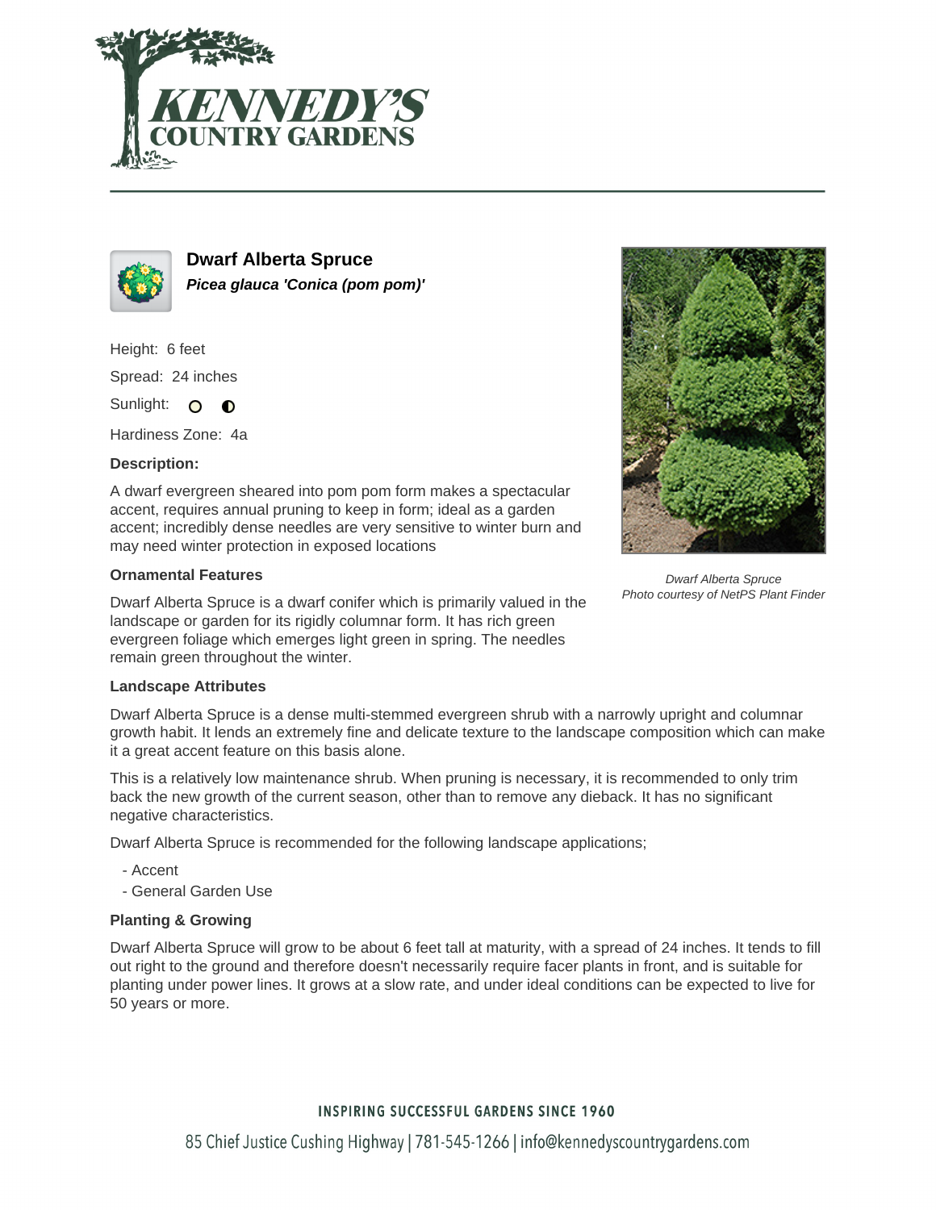# Dwarf Alberta Spruce

***Picea glauca 'Conica (pom pom)'***

Height: 6 feet

Spread: 24 inches

Sunlight:

Hardiness Zone: 4a

**Description:**

A dwarf evergreen sheared into pom pom form makes a spectacular accent, requires annual pruning to keep in form; ideal as a garden accent; incredibly dense needles are very sensitive to winter burn and may need winter protection in exposed locations

*Dwarf Alberta Spruce*
*Photo courtesy of NetPS Plant Finder*

### Ornamental Features

Dwarf Alberta Spruce is a dwarf conifer which is primarily valued in the landscape or garden for its rigidly columnar form. It has rich green evergreen foliage which emerges light green in spring. The needles remain green throughout the winter.

### Landscape Attributes

Dwarf Alberta Spruce is a dense multi-stemmed evergreen shrub with a narrowly upright and columnar growth habit. It lends an extremely fine and delicate texture to the landscape composition which can make it a great accent feature on this basis alone.

This is a relatively low maintenance shrub. When pruning is necessary, it is recommended to only trim back the new growth of the current season, other than to remove any dieback. It has no significant negative characteristics.

Dwarf Alberta Spruce is recommended for the following landscape applications;

- Accent
- General Garden Use

### Planting & Growing

Dwarf Alberta Spruce will grow to be about 6 feet tall at maturity, with a spread of 24 inches. It tends to fill out right to the ground and therefore doesn't necessarily require facer plants in front, and is suitable for planting under power lines. It grows at a slow rate, and under ideal conditions can be expected to live for 50 years or more.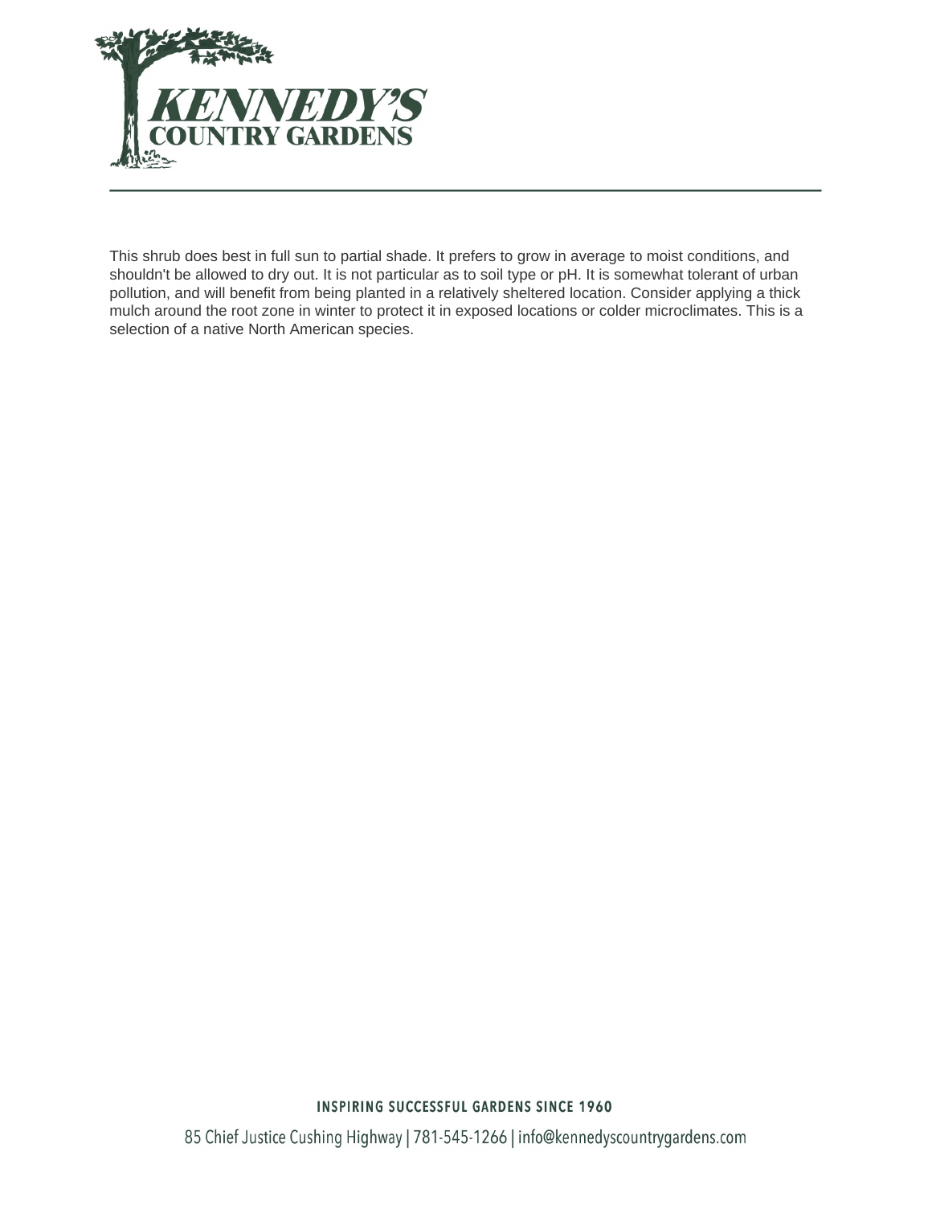This shrub does best in full sun to partial shade. It prefers to grow in average to moist conditions, and shouldn't be allowed to dry out. It is not particular as to soil type or pH. It is somewhat tolerant of urban pollution, and will benefit from being planted in a relatively sheltered location. Consider applying a thick mulch around the root zone in winter to protect it in exposed locations or colder microclimates. This is a selection of a native North American species.